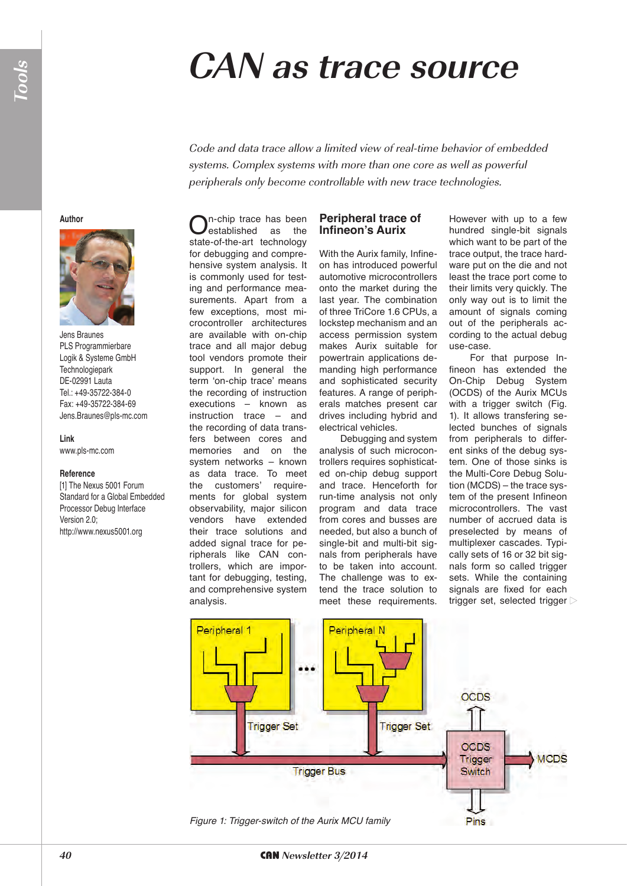# CAN as trace source

*Code and data trace allow a limited view of real-time behavior of embedded systems. Complex systems with more than one core as well as powerful peripherals only become controllable with new trace technologies.*

**Author**

Jens Braunes
PLS Programmierbare Logik & Systeme GmbH
Technologiepark
DE-02991 Lauta
Tel.: +49-35722-384-0
Fax: +49-35722-384-69
Jens.Braunes@pls-mc.com

**Link**

www.pls-mc.com

**Reference**

[1] The Nexus 5001 Forum Standard for a Global Embedded Processor Debug Interface Version 2.0; http://www.nexus5001.org

On-chip trace has been established as the state-of-the-art technology for debugging and comprehensive system analysis. It is commonly used for testing and performance measurements. Apart from a few exceptions, most microcontroller architectures are available with on-chip trace and all major debug tool vendors promote their support. In general the term 'on-chip trace' means the recording of instruction executions – known as instruction trace – and the recording of data transfers between cores and memories and on the system networks – known as data trace. To meet the customers' requirements for global system observability, major silicon vendors have extended their trace solutions and added signal trace for peripherals like CAN controllers, which are important for debugging, testing, and comprehensive system analysis.

## Peripheral trace of Infineon's Aurix

With the Aurix family, Infineon has introduced powerful automotive microcontrollers onto the market during the last year. The combination of three TriCore 1.6 CPUs, a lockstep mechanism and an access permission system makes Aurix suitable for powertrain applications demanding high performance and sophisticated security features. A range of peripherals matches present car drives including hybrid and electrical vehicles.

Debugging and system analysis of such microcontrollers requires sophisticated on-chip debug support and trace. Henceforth for run-time analysis not only program and data trace from cores and busses are needed, but also a bunch of single-bit and multi-bit signals from peripherals have to be taken into account. The challenge was to extend the trace solution to meet these requirements.

However with up to a few hundred single-bit signals which want to be part of the trace output, the trace hardware put on the die and not least the trace port come to their limits very quickly. The only way out is to limit the amount of signals coming out of the peripherals according to the actual debug use-case.

For that purpose Infineon has extended the On-Chip Debug System (OCDS) of the Aurix MCUs with a trigger switch (Fig. 1). It allows transfering selected bunches of signals from peripherals to different sinks of the debug system. One of those sinks is the Multi-Core Debug Solution (MCDS) – the trace system of the present Infineon microcontrollers. The vast number of accrued data is preselected by means of multiplexer cascades. Typically sets of 16 or 32 bit signals form so called trigger sets. While the containing signals are fixed for each trigger set, selected trigger

*Figure 1: Trigger-switch of the Aurix MCU family*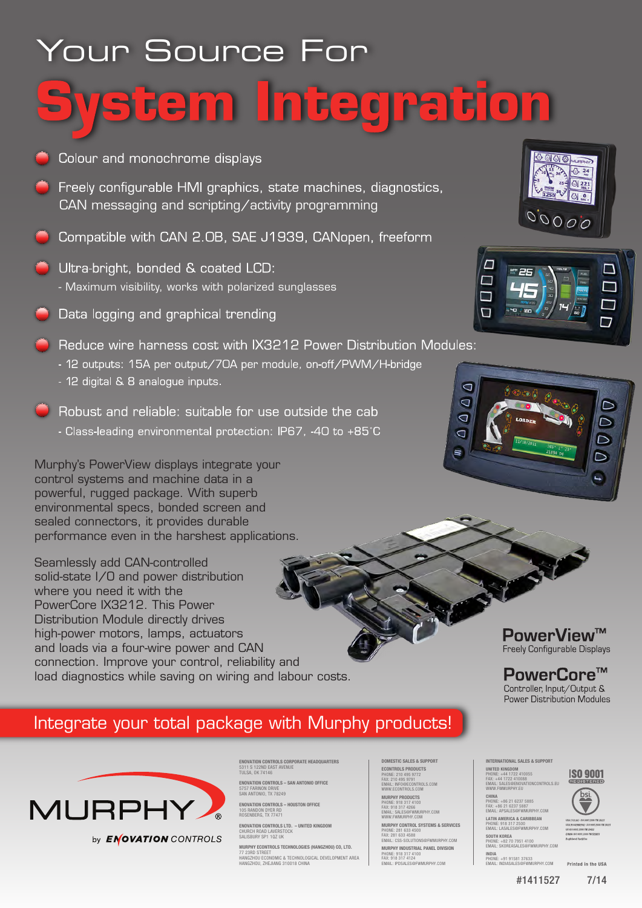# Your Source For

# System Integration

- Colour and monochrome displays
- Freely configurable HMI graphics, state machines, diagnostics, CAN messaging and scripting/activity programming
- Compatible with CAN 2.0B, SAE J1939, CANopen, freeform
- Ultra-bright, bonded & coated LCD:
  - Maximum visibility, works with polarized sunglasses
- Data logging and graphical trending
- Reduce wire harness cost with IX3212 Power Distribution Modules:
  - 12 outputs: 15A per output/70A per module, on-off/PWM/H-bridge
  - 12 digital & 8 analogue inputs.
- Robust and reliable: suitable for use outside the cab
  - Class-leading environmental protection: IP67, -40 to +85°C

Murphy's PowerView displays integrate your control systems and machine data in a powerful, rugged package. With superb environmental specs, bonded screen and sealed connectors, it provides durable performance even in the harshest applications.

Seamlessly add CAN-controlled solid-state I/O and power distribution where you need it with the PowerCore IX3212. This Power Distribution Module directly drives high-power motors, lamps, actuators and loads via a four-wire power and CAN connection. Improve your control, reliability and load diagnostics while saving on wiring and labour costs.

**PowerView™**
Freely Configurable Displays

**PowerCore™**
Controller, Input/Output & Power Distribution Modules

## Integrate your total package with Murphy products!

MURPHY® by ENOVATION CONTROLS

**ENOVATION CONTROLS CORPORATE HEADQUARTERS**
5311 S 122ND EAST AVENUE
TULSA, OK 74146

**ENOVATION CONTROLS – SAN ANTONIO OFFICE**
5757 FARINON DRIVE
SAN ANTONIO, TX 78249

**ENOVATION CONTROLS – HOUSTON OFFICE**
105 RANDON DYER RD
ROSENBERG, TX 77471

**ENOVATION CONTROLS LTD. – UNITED KINGDOM**
CHURCH ROAD LAVERSTOCK
SALISBURY SP1 1QZ UK

**MURPHY ECONTROLS TECHNOLOGIES (HANGZHOU) CO, LTD.**
77 23RD STREET
HANGZHOU ECONOMIC & TECHNOLOGICAL DEVELOPMENT AREA
HANGZHOU, ZHEJIANG 310018 CHINA

**DOMESTIC SALES & SUPPORT**

**ECONTROLS PRODUCTS**
PHONE: 210 495 9772
FAX: 210 495 9791
EMAIL: INFO@ECONTROLS.COM
WWW.ECONTROLS.COM

**MURPHY PRODUCTS**
PHONE: 918 317 4100
FAX: 918 317 4266
EMAIL: SALES@FWMURPHY.COM
WWW.FWMURPHY.COM

**MURPHY CONTROL SYSTEMS & SERVICES**
PHONE: 281 633 4500
FAX: 281 633 4588
EMAIL: CSS-SOLUTIONS@FWMURPHY.COM

**MURPHY INDUSTRIAL PANEL DIVISION**
PHONE: 918 317 4100
FAX: 918 317 4124
EMAIL: IPDSALES@FWMURPHY.COM

**INTERNATIONAL SALES & SUPPORT**

**UNITED KINGDOM**
PHONE: +44 1722 410055
FAX: +44 1722 410088
EMAIL: SALES@ENOVATIONCONTROLS.EU
WWW.FWMURPHY.EU

**CHINA**
PHONE: +86 21 6237 5885
FAX: +86 21 6237 5887
EMAIL: APSALES@FWMURPHY.COM

**LATIN AMERICA & CARIBBEAN**
PHONE: 918 317 2500
EMAIL: LASALES@FWMURPHY.COM

**SOUTH KOREA**
PHONE: +82 70 7951 4100
EMAIL: SKOREASALES@FWMURPHY.COM

**INDIA**
PHONE: +91 91581 37633
EMAIL: INDIASALES@FWMURPHY.COM

ISO 9001 REGISTERED

Printed in the USA

#1411527 7/14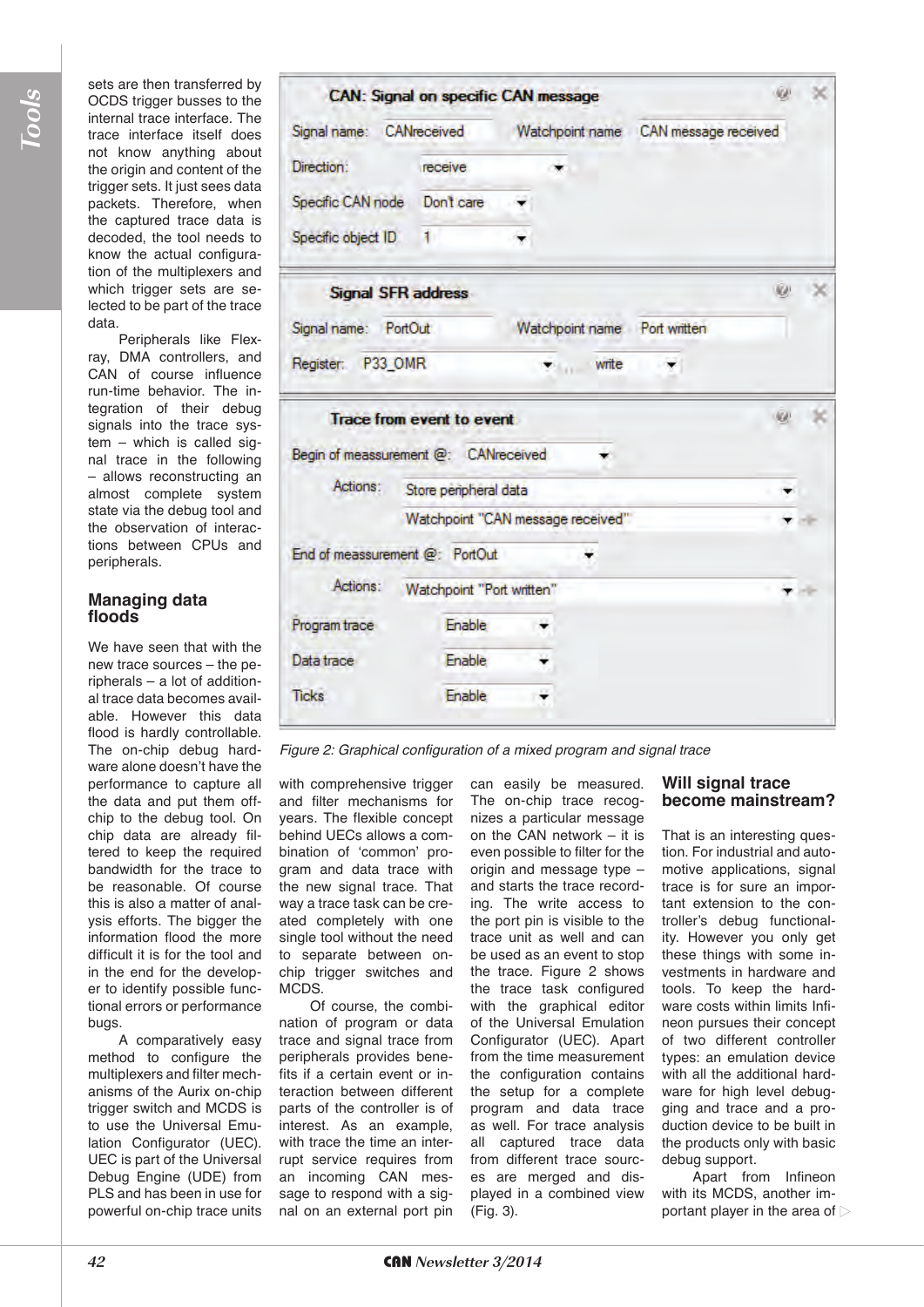sets are then transferred by OCDS trigger busses to the internal trace interface. The trace interface itself does not know anything about the origin and content of the trigger sets. It just sees data packets. Therefore, when the captured trace data is decoded, the tool needs to know the actual configuration of the multiplexers and which trigger sets are selected to be part of the trace data.

Peripherals like Flexray, DMA controllers, and CAN of course influence run-time behavior. The integration of their debug signals into the trace system – which is called signal trace in the following – allows reconstructing an almost complete system state via the debug tool and the observation of interactions between CPUs and peripherals.

## Managing data floods

We have seen that with the new trace sources – the peripherals – a lot of additional trace data becomes available. However this data flood is hardly controllable. The on-chip debug hardware alone doesn't have the performance to capture all the data and put them off-chip to the debug tool. On chip data are already filtered to keep the required bandwidth for the trace to be reasonable. Of course this is also a matter of analysis efforts. The bigger the information flood the more difficult it is for the tool and in the end for the developer to identify possible functional errors or performance bugs.

A comparatively easy method to configure the multiplexers and filter mechanisms of the Aurix on-chip trigger switch and MCDS is to use the Universal Emulation Configurator (UEC). UEC is part of the Universal Debug Engine (UDE) from PLS and has been in use for powerful on-chip trace units with comprehensive trigger and filter mechanisms for years. The flexible concept behind UECs allows a combination of 'common' program and data trace with the new signal trace. That way a trace task can be created completely with one single tool without the need to separate between on-chip trigger switches and MCDS.

Of course, the combination of program or data trace and signal trace from peripherals provides benefits if a certain event or interaction between different parts of the controller is of interest. As an example, with trace the time an interrupt service requires from an incoming CAN message to respond with a signal on an external port pin can easily be measured. The on-chip trace recognizes a particular message on the CAN network – it is even possible to filter for the origin and message type – and starts the trace recording. The write access to the port pin is visible to the trace unit as well and can be used as an event to stop the trace. Figure 2 shows the trace task configured with the graphical editor of the Universal Emulation Configurator (UEC). Apart from the time measurement the configuration contains the setup for a complete program and data trace as well. For trace analysis all captured trace data from different trace sources are merged and displayed in a combined view (Fig. 3).

**CAN: Signal on specific CAN message**
Signal name: CANreceived — Watchpoint name: CAN message received
Direction: receive
Specific CAN node: Don't care
Specific object ID: 1

**Signal SFR address**
Signal name: PortOut — Watchpoint name: Port written
Register: P33_OMR — write

**Trace from event to event**
Begin of meassurement @: CANreceived
Actions: Store peripheral data; Watchpoint "CAN message received"
End of meassurement @: PortOut
Actions: Watchpoint "Port written"
Program trace: Enable
Data trace: Enable
Ticks: Enable

*Figure 2: Graphical configuration of a mixed program and signal trace*

## Will signal trace become mainstream?

That is an interesting question. For industrial and automotive applications, signal trace is for sure an important extension to the controller's debug functionality. However you only get these things with some investments in hardware and tools. To keep the hardware costs within limits Infineon pursues their concept of two different controller types: an emulation device with all the additional hardware for high level debugging and trace and a production device to be built in the products only with basic debug support.

Apart from Infineon with its MCDS, another important player in the area of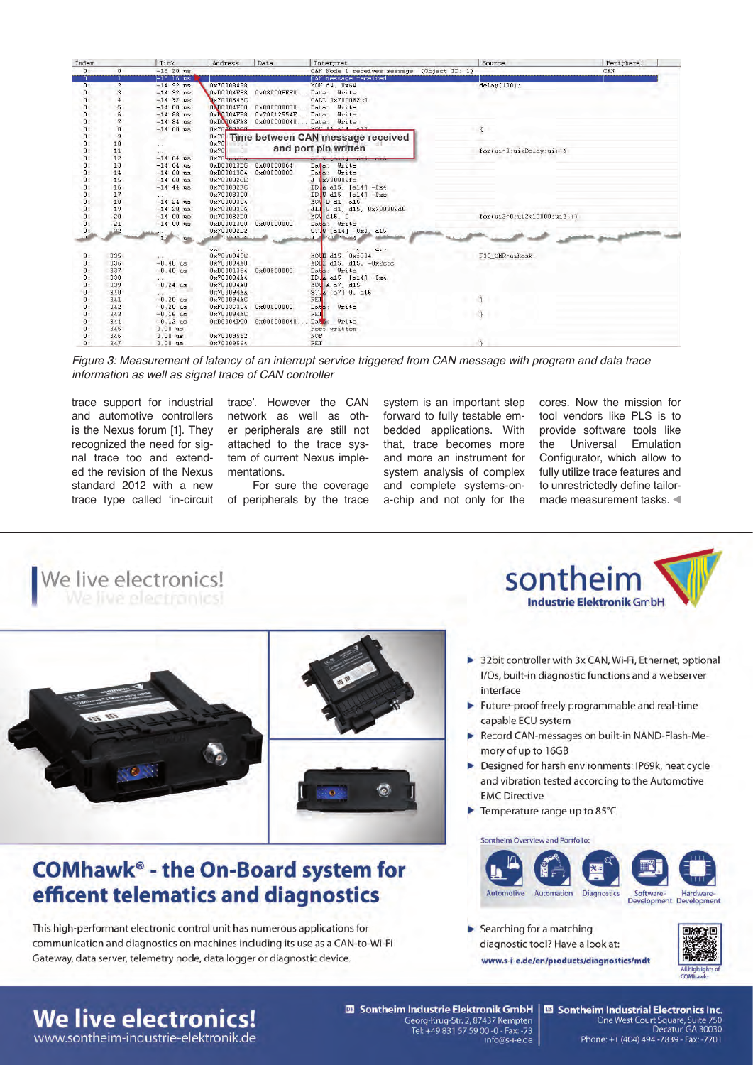*Figure 3: Measurement of latency of an interrupt service triggered from CAN message with program and data trace information as well as signal trace of CAN controller*

trace support for industrial and automotive controllers is the Nexus forum [1]. They recognized the need for signal trace too and extended the revision of the Nexus standard 2012 with a new trace type called 'in-circuit trace'. However the CAN network as well as other peripherals are still not attached to the trace system of current Nexus implementations.

For sure the coverage of peripherals by the trace system is an important step forward to fully testable embedded applications. With that, trace becomes more and more an instrument for system analysis of complex and complete systems-on-a-chip and not only for the cores. Now the mission for tool vendors like PLS is to provide software tools like the Universal Emulation Configurator, which allow to fully utilize trace features and to unrestrictedly define tailor-made measurement tasks. ◀

We live electronics!

sontheim
Industrie Elektronik GmbH

# COMhawk® - the On-Board system for efficent telematics and diagnostics

This high-performant electronic control unit has numerous applications for communication and diagnostics on machines including its use as a CAN-to-Wi-Fi Gateway, data server, telemetry node, data logger or diagnostic device.

- 32bit controller with 3x CAN, Wi-Fi, Ethernet, optional I/Os, built-in diagnostic functions and a webserver interface
- Future-proof freely programmable and real-time capable ECU system
- Record CAN-messages on built-in NAND-Flash-Memory of up to 16GB
- Designed for harsh environments: IP69k, heat cycle and vibration tested according to the Automotive EMC Directive
- Temperature range up to 85°C

Sontheim Overview and Portfolio:

Automotive, Automation, Diagnostics, Software-Development, Hardware-Development

- Searching for a matching diagnostic tool? Have a look at:

www.s-i-e.de/en/products/diagnostics/mdt

All highlights of COMhawk

**We live electronics!**
www.sontheim-industrie-elektronik.de

**Sontheim Industrie Elektronik GmbH**
Georg-Krug-Str. 2, 87437 Kempten
Tel: +49 831 57 59 00-0 - Fax: -73
info@s-i-e.de

**Sontheim Industrial Electronics Inc.**
One West Court Square, Suite 750
Decatur, GA 30030
Phone: +1 (404) 494 -7839 - Fax: -7701